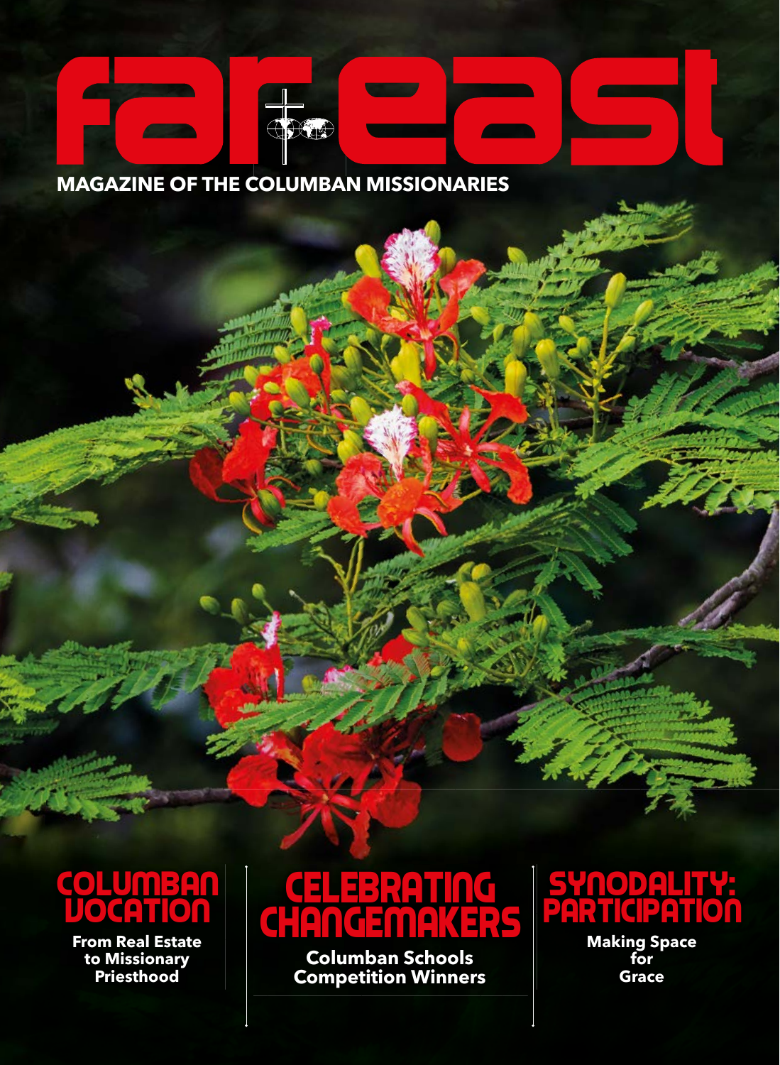# far east

**MAGAZINE OF THE COLUMBAN MISSIONARIES**

## COLUMBAN VOCATION

**From Real Estate to Missionary Priesthood**

## CELEBRATING CHANGEMAKERS

**Columban Schools Competition Winners**

## SYNODALITY: PARTICIPATION

**Making Space for Grace**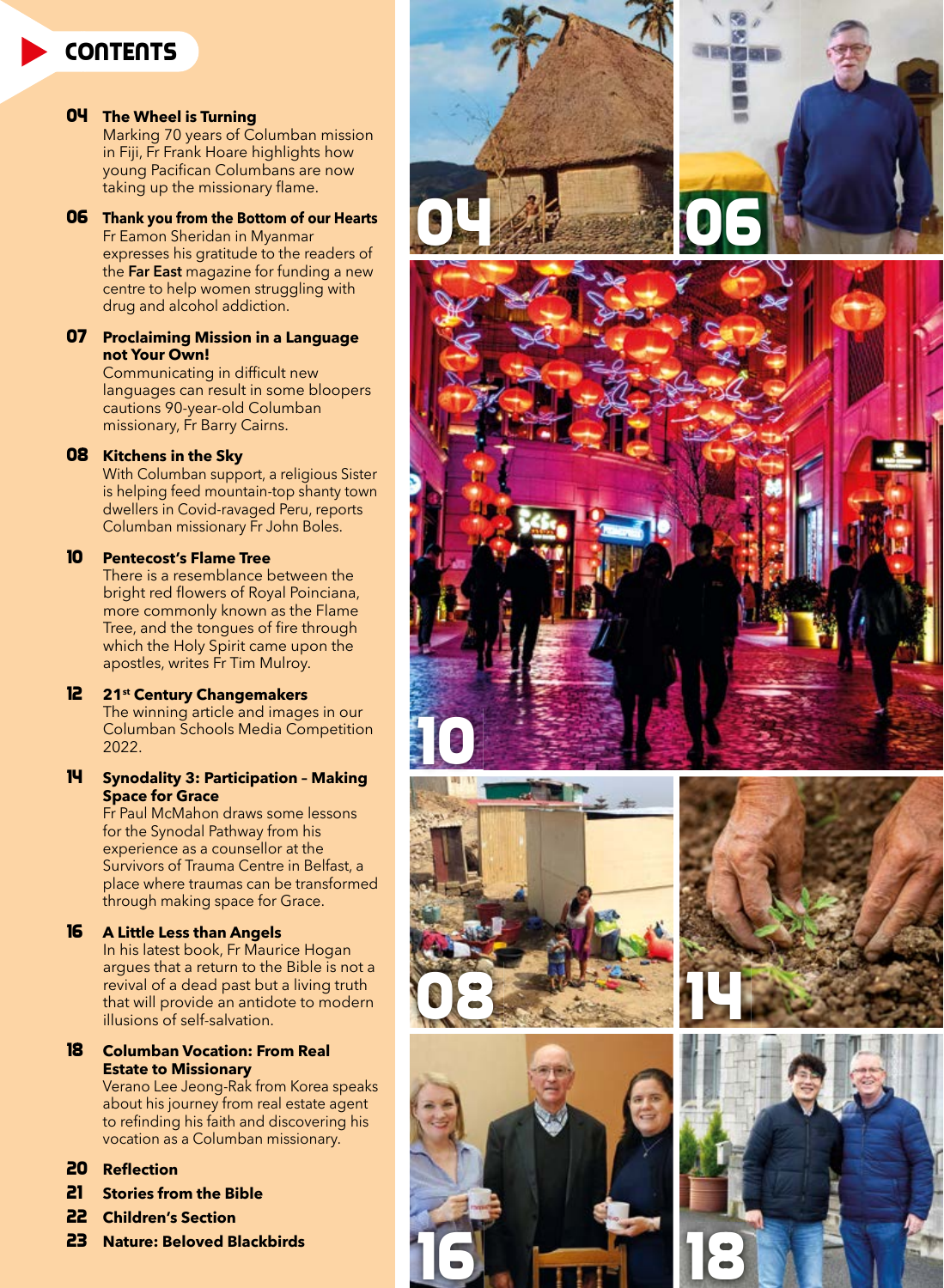# CONTENTS

**04 The Wheel is Turning**
Marking 70 years of Columban mission in Fiji, Fr Frank Hoare highlights how young Pacifican Columbans are now taking up the missionary flame.

**06 Thank you from the Bottom of our Hearts**
Fr Eamon Sheridan in Myanmar expresses his gratitude to the readers of the **Far East** magazine for funding a new centre to help women struggling with drug and alcohol addiction.

**07 Proclaiming Mission in a Language not Your Own!**
Communicating in difficult new languages can result in some bloopers cautions 90-year-old Columban missionary, Fr Barry Cairns.

**08 Kitchens in the Sky**
With Columban support, a religious Sister is helping feed mountain-top shanty town dwellers in Covid-ravaged Peru, reports Columban missionary Fr John Boles.

**10 Pentecost's Flame Tree**
There is a resemblance between the bright red flowers of Royal Poinciana, more commonly known as the Flame Tree, and the tongues of fire through which the Holy Spirit came upon the apostles, writes Fr Tim Mulroy.

**12 21st Century Changemakers**
The winning article and images in our Columban Schools Media Competition 2022.

**14 Synodality 3: Participation – Making Space for Grace**
Fr Paul McMahon draws some lessons for the Synodal Pathway from his experience as a counsellor at the Survivors of Trauma Centre in Belfast, a place where traumas can be transformed through making space for Grace.

**16 A Little Less than Angels**
In his latest book, Fr Maurice Hogan argues that a return to the Bible is not a revival of a dead past but a living truth that will provide an antidote to modern illusions of self-salvation.

**18 Columban Vocation: From Real Estate to Missionary**
Verano Lee Jeong-Rak from Korea speaks about his journey from real estate agent to refinding his faith and discovering his vocation as a Columban missionary.

**20 Reflection**

**21 Stories from the Bible**

**22 Children's Section**

**23 Nature: Beloved Blackbirds**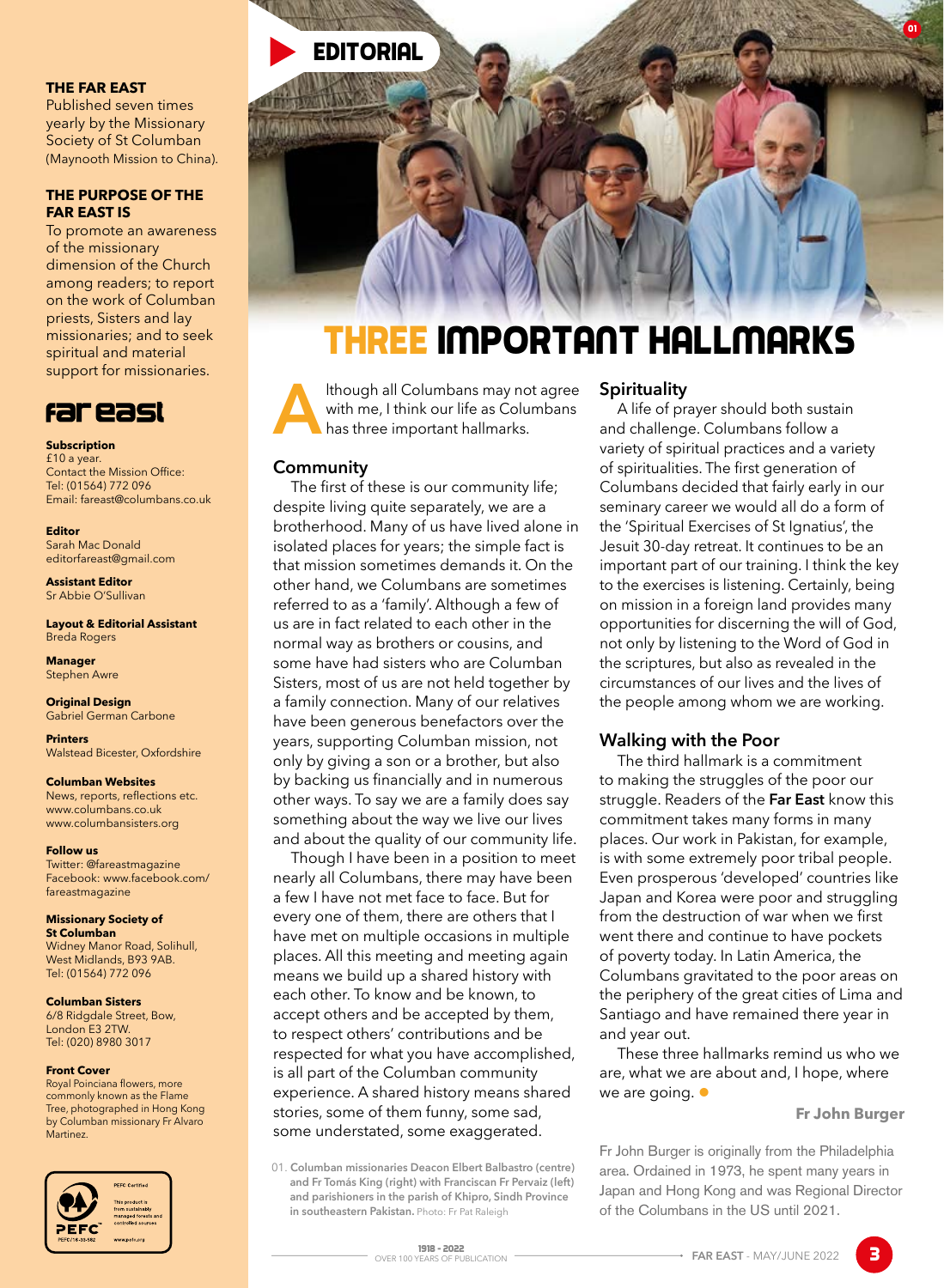**THE FAR EAST**
Published seven times yearly by the Missionary Society of St Columban (Maynooth Mission to China).

**THE PURPOSE OF THE FAR EAST IS**
To promote an awareness of the missionary dimension of the Church among readers; to report on the work of Columban priests, Sisters and lay missionaries; and to seek spiritual and material support for missionaries.

**far east**

**Subscription**
£10 a year.
Contact the Mission Office:
Tel: (01564) 772 096
Email: fareast@columbans.co.uk

**Editor**
Sarah Mac Donald
editorfareast@gmail.com

**Assistant Editor**
Sr Abbie O'Sullivan

**Layout & Editorial Assistant**
Breda Rogers

**Manager**
Stephen Awre

**Original Design**
Gabriel German Carbone

**Printers**
Walstead Bicester, Oxfordshire

**Columban Websites**
News, reports, reflections etc.
www.columbans.co.uk
www.columbansisters.org

**Follow us**
Twitter: @fareastmagazine
Facebook: www.facebook.com/fareastmagazine

**Missionary Society of St Columban**
Widney Manor Road, Solihull, West Midlands, B93 9AB.
Tel: (01564) 772 096

**Columban Sisters**
6/8 Ridgdale Street, Bow, London E3 2TW.
Tel: (020) 8980 3017

**Front Cover**
Royal Poinciana flowers, more commonly known as the Flame Tree, photographed in Hong Kong by Columban missionary Fr Alvaro Martinez.

EDITORIAL

# THREE IMPORTANT HALLMARKS

Although all Columbans may not agree with me, I think our life as Columbans has three important hallmarks.

## Community

The first of these is our community life; despite living quite separately, we are a brotherhood. Many of us have lived alone in isolated places for years; the simple fact is that mission sometimes demands it. On the other hand, we Columbans are sometimes referred to as a 'family'. Although a few of us are in fact related to each other in the normal way as brothers or cousins, and some have had sisters who are Columban Sisters, most of us are not held together by a family connection. Many of our relatives have been generous benefactors over the years, supporting Columban mission, not only by giving a son or a brother, but also by backing us financially and in numerous other ways. To say we are a family does say something about the way we live our lives and about the quality of our community life.

Though I have been in a position to meet nearly all Columbans, there may have been a few I have not met face to face. But for every one of them, there are others that I have met on multiple occasions in multiple places. All this meeting and meeting again means we build up a shared history with each other. To know and be known, to accept others and be accepted by them, to respect others' contributions and be respected for what you have accomplished, is all part of the Columban community experience. A shared history means shared stories, some of them funny, some sad, some understated, some exaggerated.

01. **Columban missionaries Deacon Elbert Balbastro (centre) and Fr Tomás King (right) with Franciscan Fr Pervaiz (left) and parishioners in the parish of Khipro, Sindh Province in southeastern Pakistan.** Photo: Fr Pat Raleigh

## Spirituality

A life of prayer should both sustain and challenge. Columbans follow a variety of spiritual practices and a variety of spiritualities. The first generation of Columbans decided that fairly early in our seminary career we would all do a form of the 'Spiritual Exercises of St Ignatius', the Jesuit 30-day retreat. It continues to be an important part of our training. I think the key to the exercises is listening. Certainly, being on mission in a foreign land provides many opportunities for discerning the will of God, not only by listening to the Word of God in the scriptures, but also as revealed in the circumstances of our lives and the lives of the people among whom we are working.

## Walking with the Poor

The third hallmark is a commitment to making the struggles of the poor our struggle. Readers of the **Far East** know this commitment takes many forms in many places. Our work in Pakistan, for example, is with some extremely poor tribal people. Even prosperous 'developed' countries like Japan and Korea were poor and struggling from the destruction of war when we first went there and continue to have pockets of poverty today. In Latin America, the Columbans gravitated to the poor areas on the periphery of the great cities of Lima and Santiago and have remained there year in and year out.

These three hallmarks remind us who we are, what we are about and, I hope, where we are going.

**Fr John Burger**

Fr John Burger is originally from the Philadelphia area. Ordained in 1973, he spent many years in Japan and Hong Kong and was Regional Director of the Columbans in the US until 2021.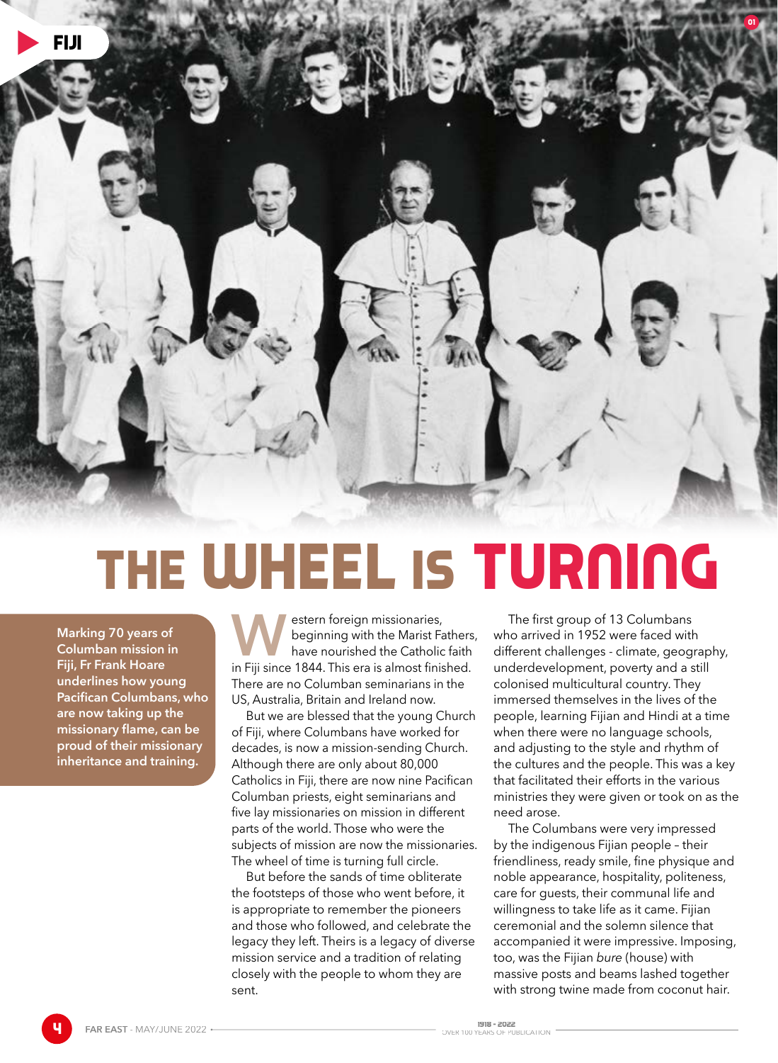# THE WHEEL IS TURNING

**Marking 70 years of Columban mission in Fiji, Fr Frank Hoare underlines how young Pacifican Columbans, who are now taking up the missionary flame, can be proud of their missionary inheritance and training.**

Western foreign missionaries, beginning with the Marist Fathers, have nourished the Catholic faith in Fiji since 1844. This era is almost finished. There are no Columban seminarians in the US, Australia, Britain and Ireland now.

But we are blessed that the young Church of Fiji, where Columbans have worked for decades, is now a mission-sending Church. Although there are only about 80,000 Catholics in Fiji, there are now nine Pacifican Columban priests, eight seminarians and five lay missionaries on mission in different parts of the world. Those who were the subjects of mission are now the missionaries. The wheel of time is turning full circle.

But before the sands of time obliterate the footsteps of those who went before, it is appropriate to remember the pioneers and those who followed, and celebrate the legacy they left. Theirs is a legacy of diverse mission service and a tradition of relating closely with the people to whom they are sent.

The first group of 13 Columbans who arrived in 1952 were faced with different challenges - climate, geography, underdevelopment, poverty and a still colonised multicultural country. They immersed themselves in the lives of the people, learning Fijian and Hindi at a time when there were no language schools, and adjusting to the style and rhythm of the cultures and the people. This was a key that facilitated their efforts in the various ministries they were given or took on as the need arose.

The Columbans were very impressed by the indigenous Fijian people – their friendliness, ready smile, fine physique and noble appearance, hospitality, politeness, care for guests, their communal life and willingness to take life as it came. Fijian ceremonial and the solemn silence that accompanied it were impressive. Imposing, too, was the Fijian *bure* (house) with massive posts and beams lashed together with strong twine made from coconut hair.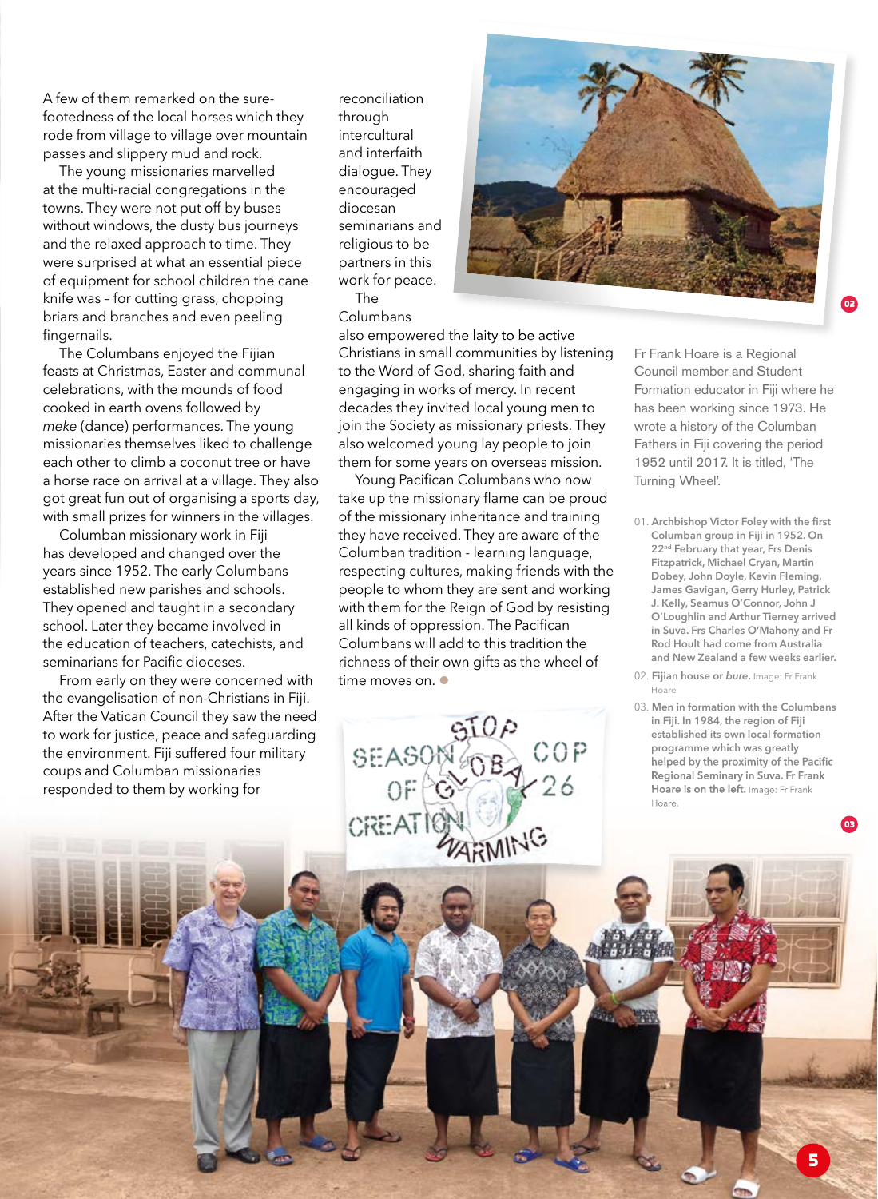A few of them remarked on the sure-footedness of the local horses which they rode from village to village over mountain passes and slippery mud and rock.

The young missionaries marvelled at the multi-racial congregations in the towns. They were not put off by buses without windows, the dusty bus journeys and the relaxed approach to time. They were surprised at what an essential piece of equipment for school children the cane knife was – for cutting grass, chopping briars and branches and even peeling fingernails.

The Columbans enjoyed the Fijian feasts at Christmas, Easter and communal celebrations, with the mounds of food cooked in earth ovens followed by *meke* (dance) performances. The young missionaries themselves liked to challenge each other to climb a coconut tree or have a horse race on arrival at a village. They also got great fun out of organising a sports day, with small prizes for winners in the villages.

Columban missionary work in Fiji has developed and changed over the years since 1952. The early Columbans established new parishes and schools. They opened and taught in a secondary school. Later they became involved in the education of teachers, catechists, and seminarians for Pacific dioceses.

From early on they were concerned with the evangelisation of non-Christians in Fiji. After the Vatican Council they saw the need to work for justice, peace and safeguarding the environment. Fiji suffered four military coups and Columban missionaries responded to them by working for reconciliation through intercultural and interfaith dialogue. They encouraged diocesan seminarians and religious to be partners in this work for peace.

The Columbans also empowered the laity to be active Christians in small communities by listening to the Word of God, sharing faith and engaging in works of mercy. In recent decades they invited local young men to join the Society as missionary priests. They also welcomed young lay people to join them for some years on overseas mission.

Young Pacifican Columbans who now take up the missionary flame can be proud of the missionary inheritance and training they have received. They are aware of the Columban tradition - learning language, respecting cultures, making friends with the people to whom they are sent and working with them for the Reign of God by resisting all kinds of oppression. The Pacifican Columbans will add to this tradition the richness of their own gifts as the wheel of time moves on. ●

Fr Frank Hoare is a Regional Council member and Student Formation educator in Fiji where he has been working since 1973. He wrote a history of the Columban Fathers in Fiji covering the period 1952 until 2017. It is titled, 'The Turning Wheel'.

01. **Archbishop Victor Foley with the first Columban group in Fiji in 1952. On 22nd February that year, Frs Denis Fitzpatrick, Michael Cryan, Martin Dobey, John Doyle, Kevin Fleming, James Gavigan, Gerry Hurley, Patrick J. Kelly, Seamus O'Connor, John J O'Loughlin and Arthur Tierney arrived in Suva. Frs Charles O'Mahony and Fr Rod Hoult had come from Australia and New Zealand a few weeks earlier.**

02. **Fijian house or *bure*.** Image: Fr Frank Hoare

03. **Men in formation with the Columbans in Fiji. In 1984, the region of Fiji established its own local formation programme which was greatly helped by the proximity of the Pacific Regional Seminary in Suva. Fr Frank Hoare is on the left.** Image: Fr Frank Hoare.